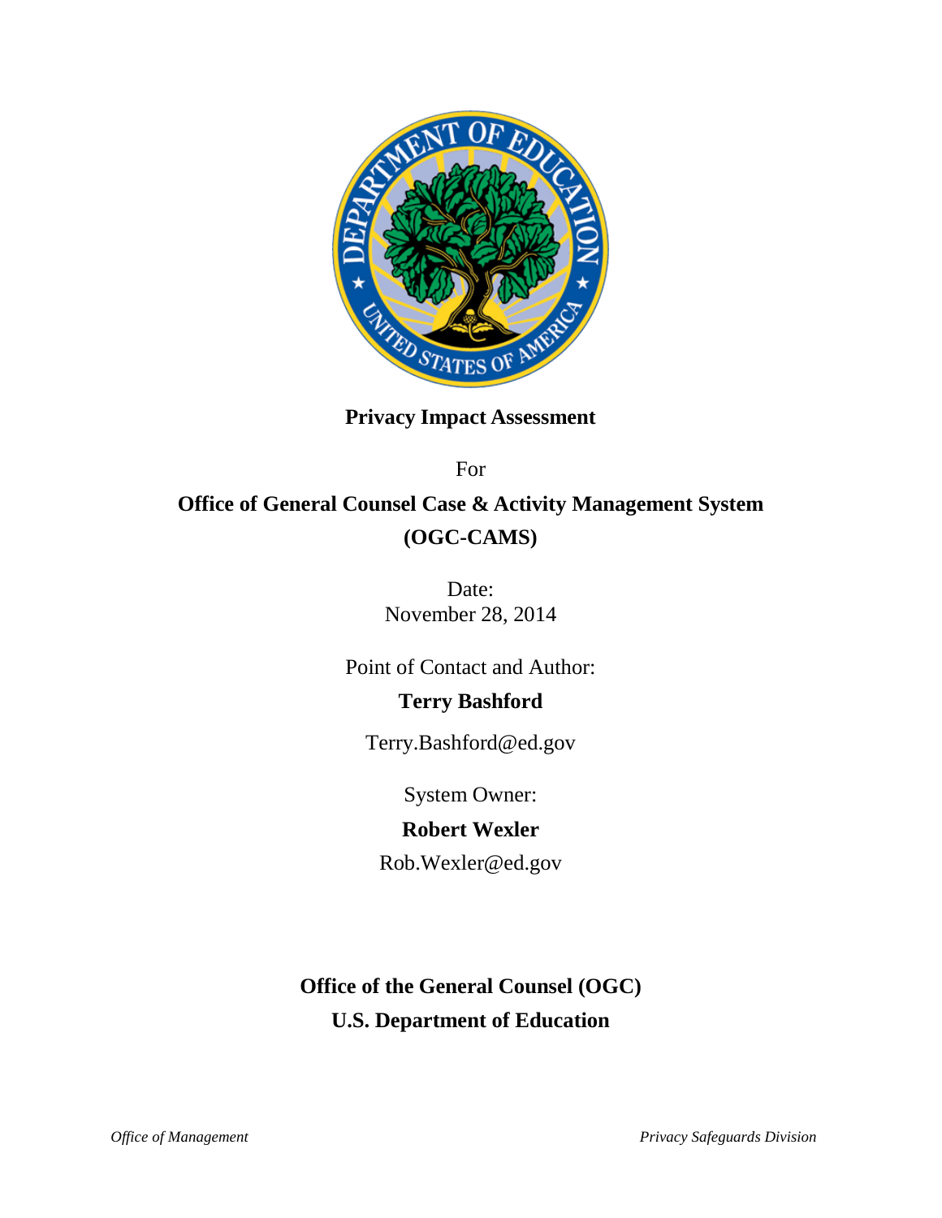# Privacy Impact Assessment

For

## Office of General Counsel Case & Activity Management System (OGC-CAMS)

Date:
November 28, 2014

Point of Contact and Author:

**Terry Bashford**

Terry.Bashford@ed.gov

System Owner:

**Robert Wexler**

Rob.Wexler@ed.gov

**Office of the General Counsel (OGC)**
**U.S. Department of Education**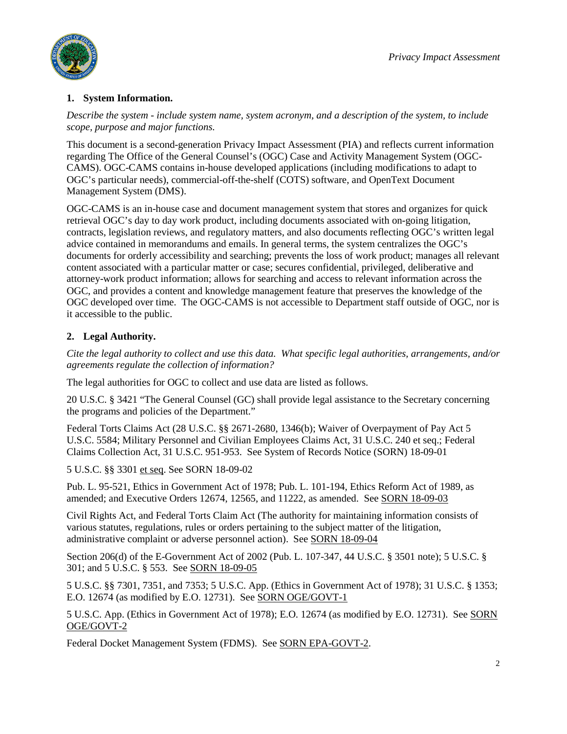## 1. System Information.

*Describe the system - include system name, system acronym, and a description of the system, to include scope, purpose and major functions.*

This document is a second-generation Privacy Impact Assessment (PIA) and reflects current information regarding The Office of the General Counsel's (OGC) Case and Activity Management System (OGC-CAMS). OGC-CAMS contains in-house developed applications (including modifications to adapt to OGC's particular needs), commercial-off-the-shelf (COTS) software, and OpenText Document Management System (DMS).

OGC-CAMS is an in-house case and document management system that stores and organizes for quick retrieval OGC's day to day work product, including documents associated with on-going litigation, contracts, legislation reviews, and regulatory matters, and also documents reflecting OGC's written legal advice contained in memorandums and emails. In general terms, the system centralizes the OGC's documents for orderly accessibility and searching; prevents the loss of work product; manages all relevant content associated with a particular matter or case; secures confidential, privileged, deliberative and attorney-work product information; allows for searching and access to relevant information across the OGC, and provides a content and knowledge management feature that preserves the knowledge of the OGC developed over time. The OGC-CAMS is not accessible to Department staff outside of OGC, nor is it accessible to the public.

## 2. Legal Authority.

*Cite the legal authority to collect and use this data. What specific legal authorities, arrangements, and/or agreements regulate the collection of information?*

The legal authorities for OGC to collect and use data are listed as follows.

20 U.S.C. § 3421 "The General Counsel (GC) shall provide legal assistance to the Secretary concerning the programs and policies of the Department."

Federal Torts Claims Act (28 U.S.C. §§ 2671-2680, 1346(b); Waiver of Overpayment of Pay Act 5 U.S.C. 5584; Military Personnel and Civilian Employees Claims Act, 31 U.S.C. 240 et seq.; Federal Claims Collection Act, 31 U.S.C. 951-953. See System of Records Notice (SORN) 18-09-01

5 U.S.C. §§ 3301 et seq. See SORN 18-09-02

Pub. L. 95-521, Ethics in Government Act of 1978; Pub. L. 101-194, Ethics Reform Act of 1989, as amended; and Executive Orders 12674, 12565, and 11222, as amended. See SORN 18-09-03

Civil Rights Act, and Federal Torts Claim Act (The authority for maintaining information consists of various statutes, regulations, rules or orders pertaining to the subject matter of the litigation, administrative complaint or adverse personnel action). See SORN 18-09-04

Section 206(d) of the E-Government Act of 2002 (Pub. L. 107-347, 44 U.S.C. § 3501 note); 5 U.S.C. § 301; and 5 U.S.C. § 553. See SORN 18-09-05

5 U.S.C. §§ 7301, 7351, and 7353; 5 U.S.C. App. (Ethics in Government Act of 1978); 31 U.S.C. § 1353; E.O. 12674 (as modified by E.O. 12731). See SORN OGE/GOVT-1

5 U.S.C. App. (Ethics in Government Act of 1978); E.O. 12674 (as modified by E.O. 12731). See SORN OGE/GOVT-2

Federal Docket Management System (FDMS). See SORN EPA-GOVT-2.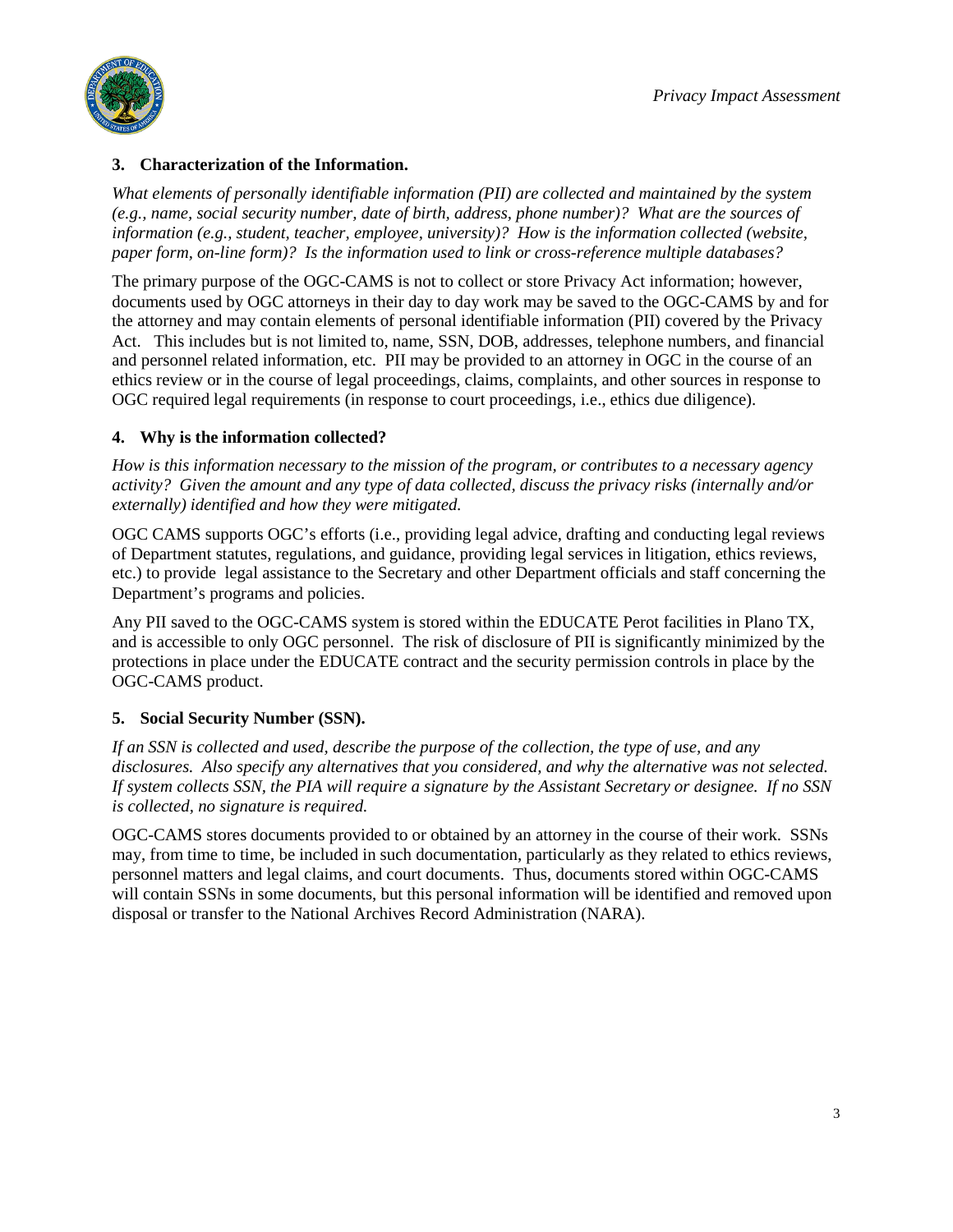### 3. Characterization of the Information.

*What elements of personally identifiable information (PII) are collected and maintained by the system (e.g., name, social security number, date of birth, address, phone number)? What are the sources of information (e.g., student, teacher, employee, university)? How is the information collected (website, paper form, on-line form)? Is the information used to link or cross-reference multiple databases?*

The primary purpose of the OGC-CAMS is not to collect or store Privacy Act information; however, documents used by OGC attorneys in their day to day work may be saved to the OGC-CAMS by and for the attorney and may contain elements of personal identifiable information (PII) covered by the Privacy Act. This includes but is not limited to, name, SSN, DOB, addresses, telephone numbers, and financial and personnel related information, etc. PII may be provided to an attorney in OGC in the course of an ethics review or in the course of legal proceedings, claims, complaints, and other sources in response to OGC required legal requirements (in response to court proceedings, i.e., ethics due diligence).

### 4. Why is the information collected?

*How is this information necessary to the mission of the program, or contributes to a necessary agency activity? Given the amount and any type of data collected, discuss the privacy risks (internally and/or externally) identified and how they were mitigated.*

OGC CAMS supports OGC's efforts (i.e., providing legal advice, drafting and conducting legal reviews of Department statutes, regulations, and guidance, providing legal services in litigation, ethics reviews, etc.) to provide legal assistance to the Secretary and other Department officials and staff concerning the Department's programs and policies.

Any PII saved to the OGC-CAMS system is stored within the EDUCATE Perot facilities in Plano TX, and is accessible to only OGC personnel. The risk of disclosure of PII is significantly minimized by the protections in place under the EDUCATE contract and the security permission controls in place by the OGC-CAMS product.

### 5. Social Security Number (SSN).

*If an SSN is collected and used, describe the purpose of the collection, the type of use, and any disclosures. Also specify any alternatives that you considered, and why the alternative was not selected. If system collects SSN, the PIA will require a signature by the Assistant Secretary or designee. If no SSN is collected, no signature is required.*

OGC-CAMS stores documents provided to or obtained by an attorney in the course of their work. SSNs may, from time to time, be included in such documentation, particularly as they related to ethics reviews, personnel matters and legal claims, and court documents. Thus, documents stored within OGC-CAMS will contain SSNs in some documents, but this personal information will be identified and removed upon disposal or transfer to the National Archives Record Administration (NARA).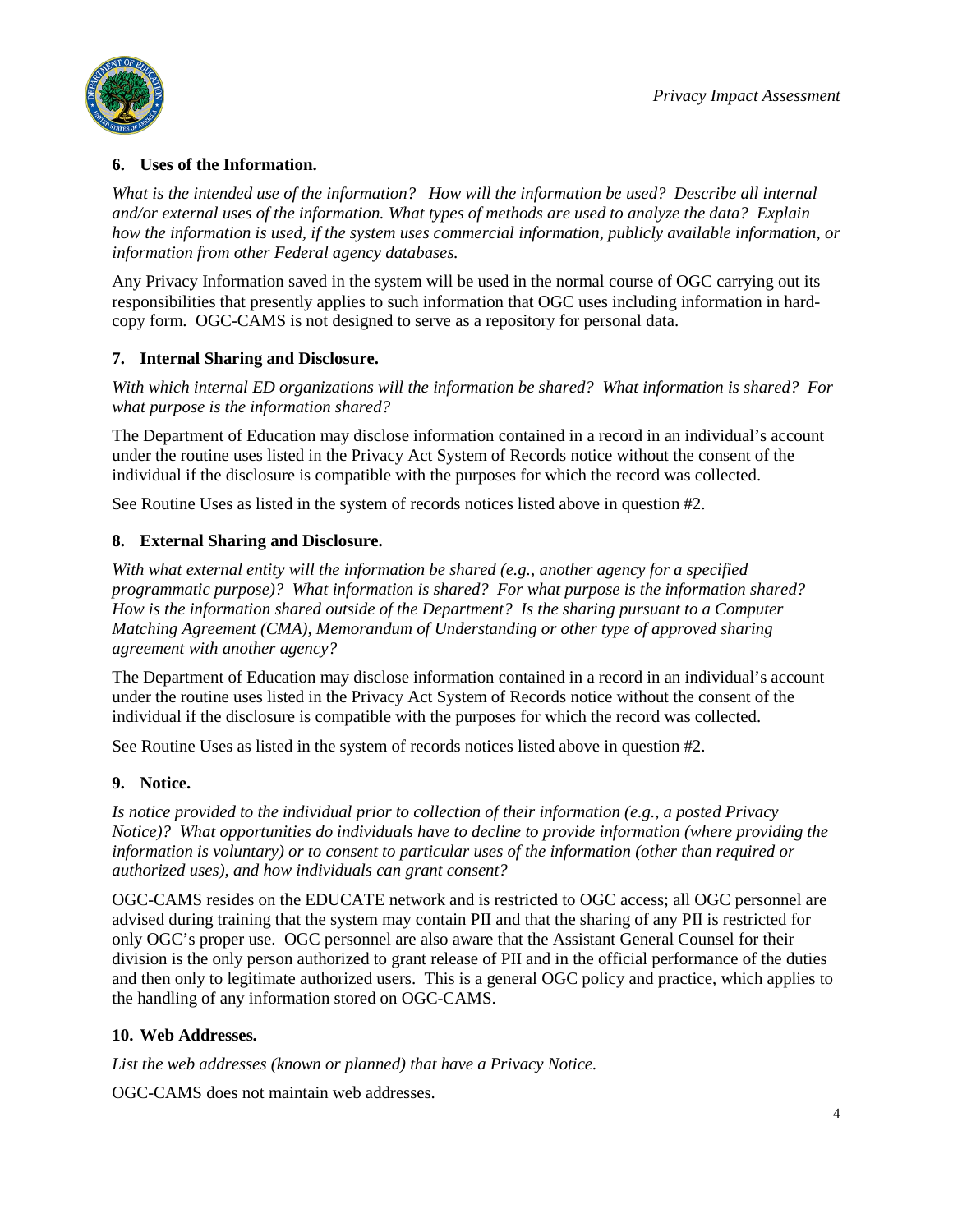**6. Uses of the Information.**

*What is the intended use of the information? How will the information be used? Describe all internal and/or external uses of the information. What types of methods are used to analyze the data? Explain how the information is used, if the system uses commercial information, publicly available information, or information from other Federal agency databases.*

Any Privacy Information saved in the system will be used in the normal course of OGC carrying out its responsibilities that presently applies to such information that OGC uses including information in hard-copy form. OGC-CAMS is not designed to serve as a repository for personal data.

**7. Internal Sharing and Disclosure.**

*With which internal ED organizations will the information be shared? What information is shared? For what purpose is the information shared?*

The Department of Education may disclose information contained in a record in an individual's account under the routine uses listed in the Privacy Act System of Records notice without the consent of the individual if the disclosure is compatible with the purposes for which the record was collected.

See Routine Uses as listed in the system of records notices listed above in question #2.

**8. External Sharing and Disclosure.**

*With what external entity will the information be shared (e.g., another agency for a specified programmatic purpose)? What information is shared? For what purpose is the information shared? How is the information shared outside of the Department? Is the sharing pursuant to a Computer Matching Agreement (CMA), Memorandum of Understanding or other type of approved sharing agreement with another agency?*

The Department of Education may disclose information contained in a record in an individual's account under the routine uses listed in the Privacy Act System of Records notice without the consent of the individual if the disclosure is compatible with the purposes for which the record was collected.

See Routine Uses as listed in the system of records notices listed above in question #2.

**9. Notice.**

*Is notice provided to the individual prior to collection of their information (e.g., a posted Privacy Notice)? What opportunities do individuals have to decline to provide information (where providing the information is voluntary) or to consent to particular uses of the information (other than required or authorized uses), and how individuals can grant consent?*

OGC-CAMS resides on the EDUCATE network and is restricted to OGC access; all OGC personnel are advised during training that the system may contain PII and that the sharing of any PII is restricted for only OGC's proper use. OGC personnel are also aware that the Assistant General Counsel for their division is the only person authorized to grant release of PII and in the official performance of the duties and then only to legitimate authorized users. This is a general OGC policy and practice, which applies to the handling of any information stored on OGC-CAMS.

**10. Web Addresses.**

*List the web addresses (known or planned) that have a Privacy Notice.*

OGC-CAMS does not maintain web addresses.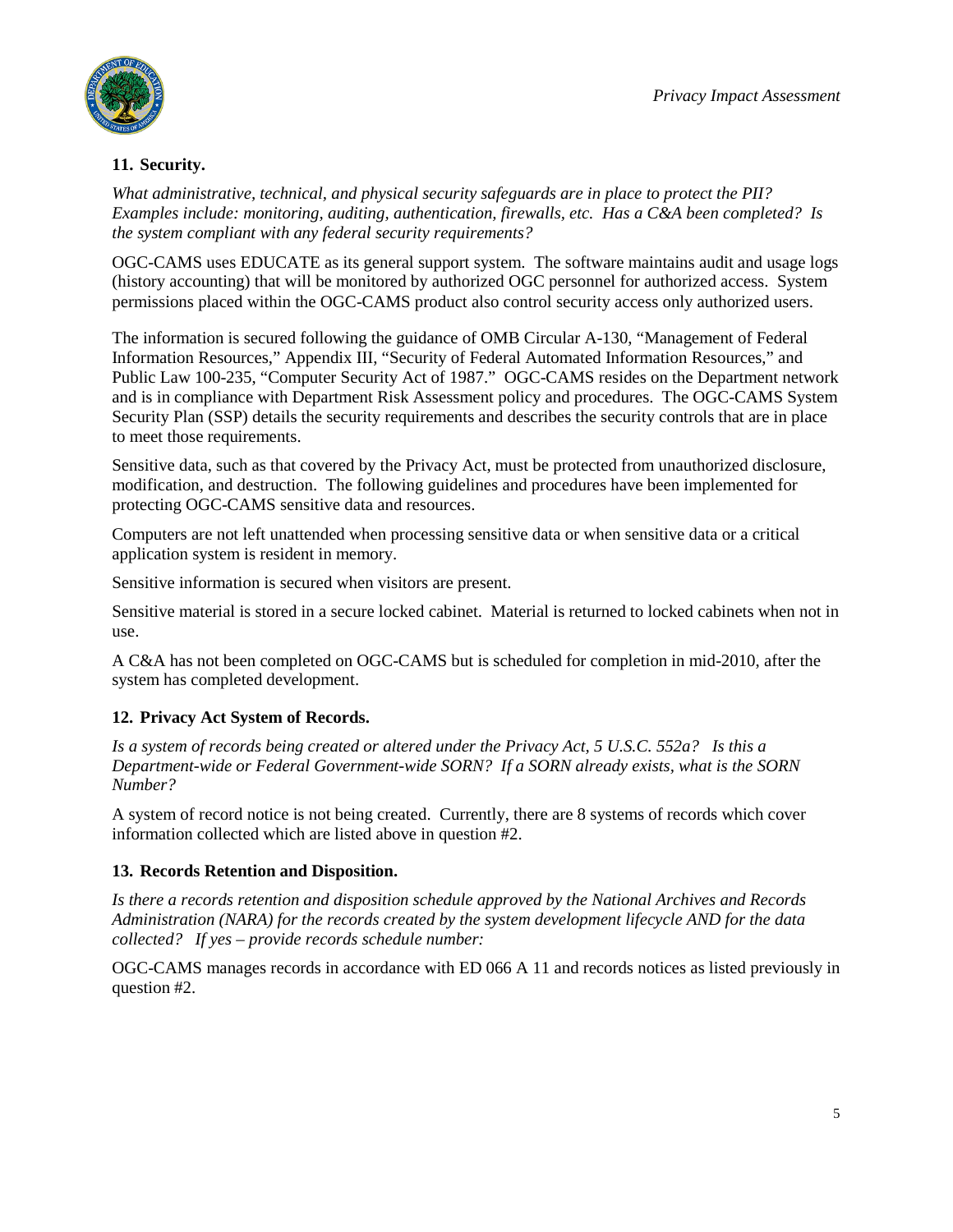### 11. Security.

*What administrative, technical, and physical security safeguards are in place to protect the PII? Examples include: monitoring, auditing, authentication, firewalls, etc. Has a C&A been completed? Is the system compliant with any federal security requirements?*

OGC-CAMS uses EDUCATE as its general support system. The software maintains audit and usage logs (history accounting) that will be monitored by authorized OGC personnel for authorized access. System permissions placed within the OGC-CAMS product also control security access only authorized users.

The information is secured following the guidance of OMB Circular A-130, "Management of Federal Information Resources," Appendix III, "Security of Federal Automated Information Resources," and Public Law 100-235, "Computer Security Act of 1987." OGC-CAMS resides on the Department network and is in compliance with Department Risk Assessment policy and procedures. The OGC-CAMS System Security Plan (SSP) details the security requirements and describes the security controls that are in place to meet those requirements.

Sensitive data, such as that covered by the Privacy Act, must be protected from unauthorized disclosure, modification, and destruction. The following guidelines and procedures have been implemented for protecting OGC-CAMS sensitive data and resources.

Computers are not left unattended when processing sensitive data or when sensitive data or a critical application system is resident in memory.

Sensitive information is secured when visitors are present.

Sensitive material is stored in a secure locked cabinet. Material is returned to locked cabinets when not in use.

A C&A has not been completed on OGC-CAMS but is scheduled for completion in mid-2010, after the system has completed development.

### 12. Privacy Act System of Records.

*Is a system of records being created or altered under the Privacy Act, 5 U.S.C. 552a? Is this a Department-wide or Federal Government-wide SORN? If a SORN already exists, what is the SORN Number?*

A system of record notice is not being created. Currently, there are 8 systems of records which cover information collected which are listed above in question #2.

### 13. Records Retention and Disposition.

*Is there a records retention and disposition schedule approved by the National Archives and Records Administration (NARA) for the records created by the system development lifecycle AND for the data collected? If yes – provide records schedule number:*

OGC-CAMS manages records in accordance with ED 066 A 11 and records notices as listed previously in question #2.